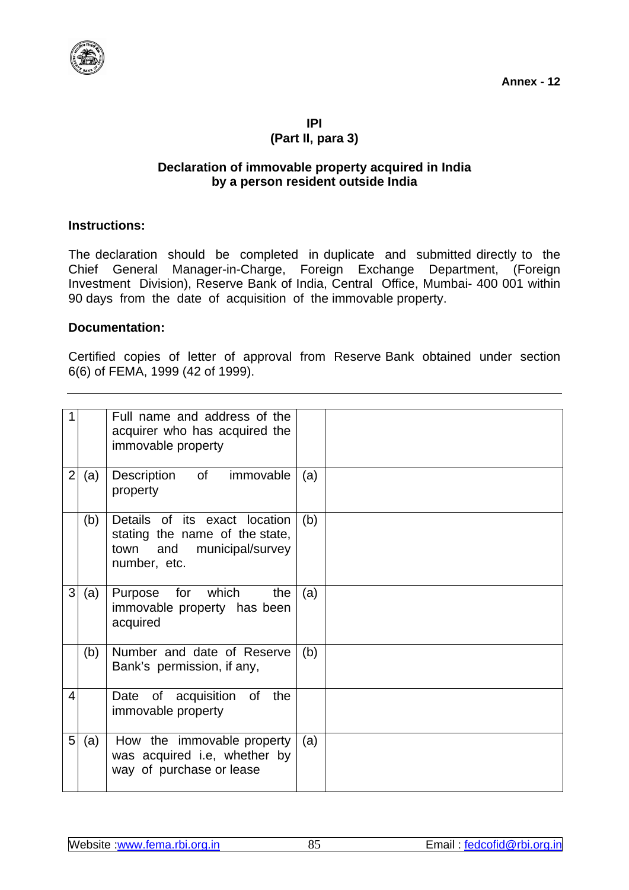Annex - 12

**IPI**
**(Part II, para 3)**

**Declaration of immovable property acquired in India by a person resident outside India**

**Instructions:**

The declaration should be completed in duplicate and submitted directly to the Chief General Manager-in-Charge, Foreign Exchange Department, (Foreign Investment Division), Reserve Bank of India, Central Office, Mumbai- 400 001 within 90 days from the date of acquisition of the immovable property.

**Documentation:**

Certified copies of letter of approval from Reserve Bank obtained under section 6(6) of FEMA, 1999 (42 of 1999).

---

| | | | | |
|---|---|---|---|---|
| 1 | | Full name and address of the acquirer who has acquired the immovable property | | |
| 2 | (a) | Description of immovable property | (a) | |
| | (b) | Details of its exact location stating the name of the state, town and municipal/survey number, etc. | (b) | |
| 3 | (a) | Purpose for which the immovable property has been acquired | (a) | |
| | (b) | Number and date of Reserve Bank's permission, if any, | (b) | |
| 4 | | Date of acquisition of the immovable property | | |
| 5 | (a) | How the immovable property was acquired i.e, whether by way of purchase or lease | (a) | |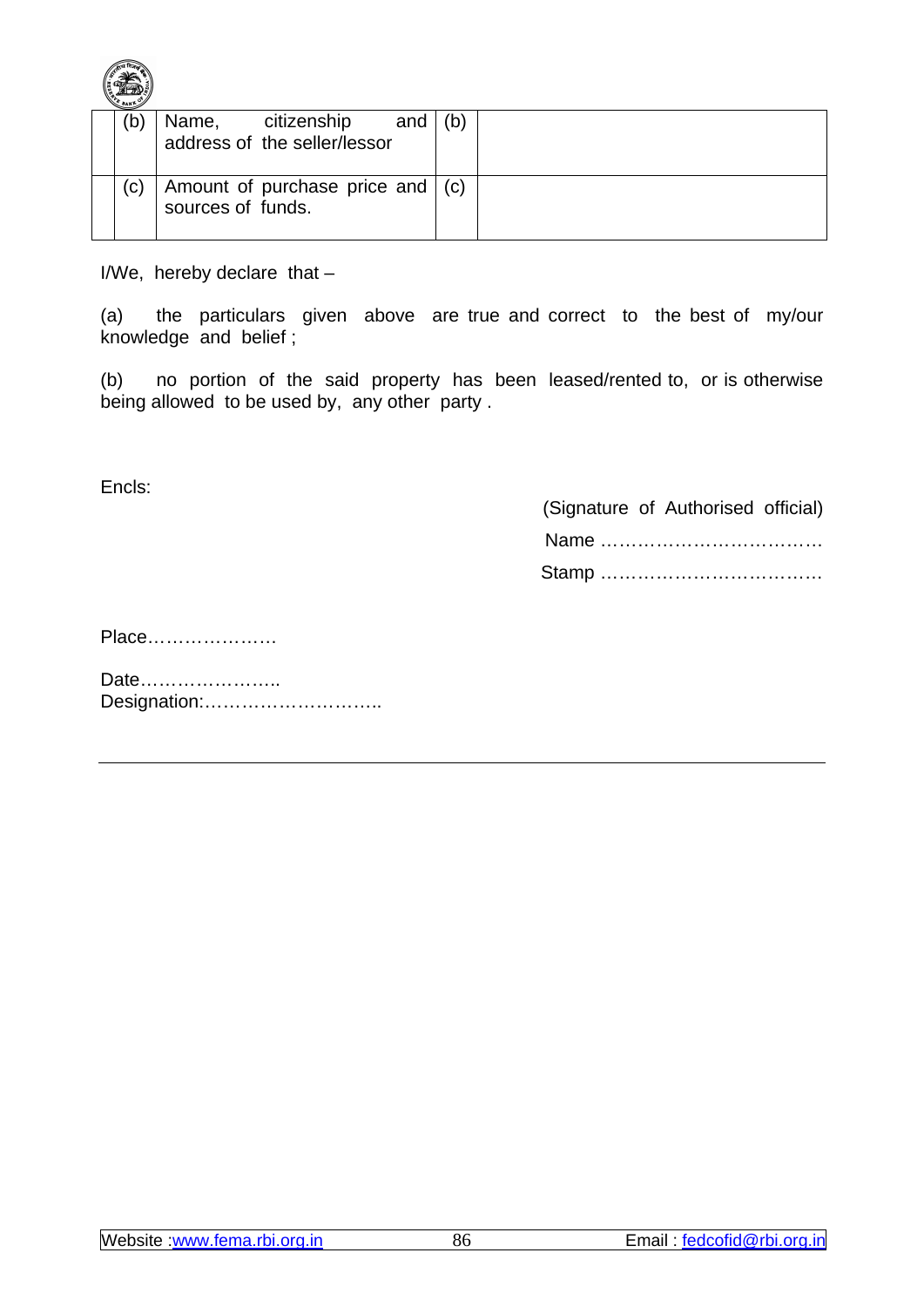| | | | | |
|---|---|---|---|---|
| | (b) | Name, citizenship and address of the seller/lessor | (b) | |
| | (c) | Amount of purchase price and sources of funds. | (c) | |

I/We, hereby declare that –

(a) the particulars given above are true and correct to the best of my/our knowledge and belief ;

(b) no portion of the said property has been leased/rented to, or is otherwise being allowed to be used by, any other party .

Encls:

(Signature of Authorised official)

Name ……………………………….

Stamp ……………………………….

Place…………………

Date…………………..
Designation:………………………..